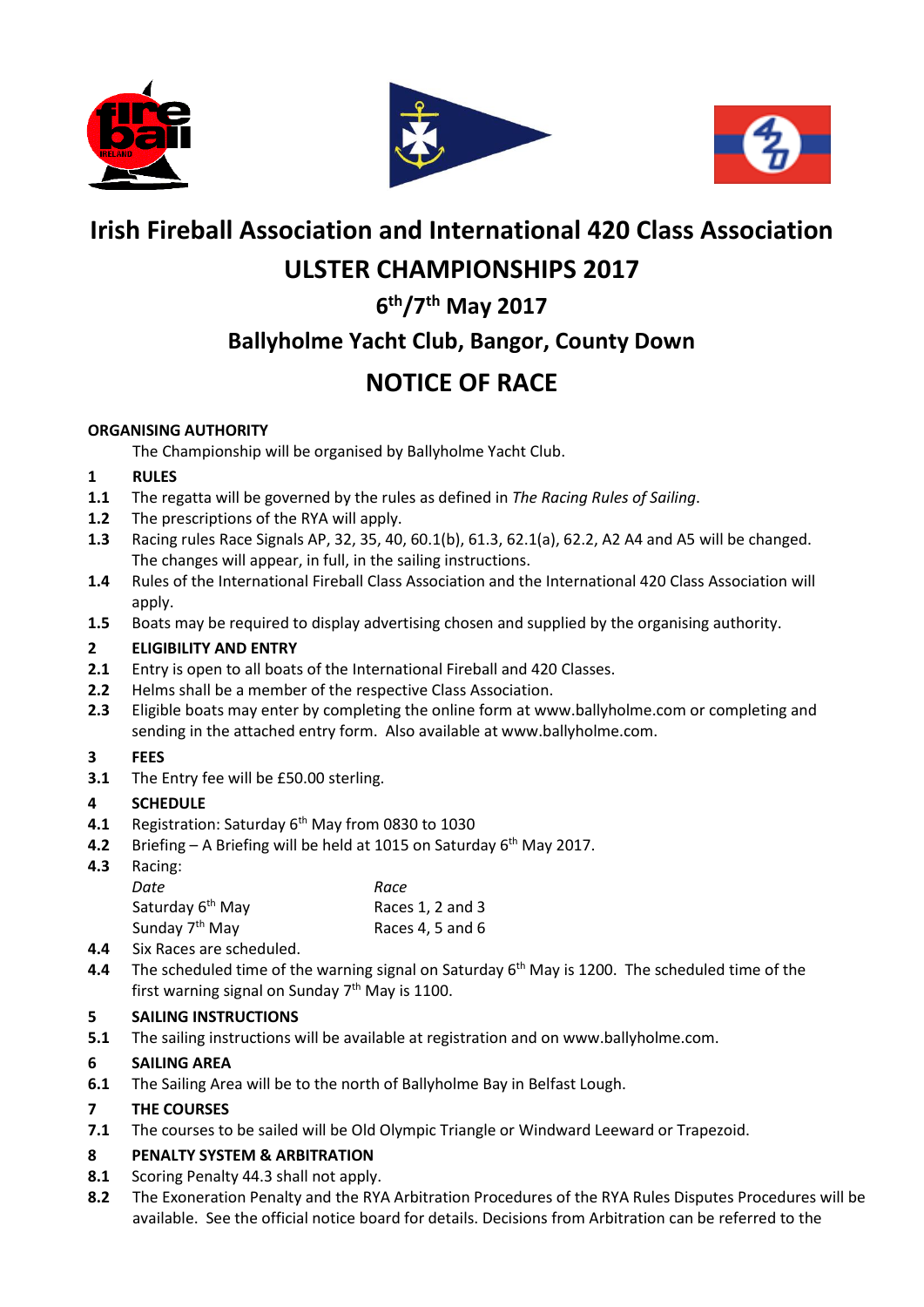# Irish Fireball Association and International 420 Class Association

# ULSTER CHAMPIONSHIPS 2017

## 6th/7th May 2017

## Ballyholme Yacht Club, Bangor, County Down

# NOTICE OF RACE

**ORGANISING AUTHORITY**

The Championship will be organised by Ballyholme Yacht Club.

**1 RULES**

**1.1** The regatta will be governed by the rules as defined in *The Racing Rules of Sailing*.

**1.2** The prescriptions of the RYA will apply.

**1.3** Racing rules Race Signals AP, 32, 35, 40, 60.1(b), 61.3, 62.1(a), 62.2, A2 A4 and A5 will be changed. The changes will appear, in full, in the sailing instructions.

**1.4** Rules of the International Fireball Class Association and the International 420 Class Association will apply.

**1.5** Boats may be required to display advertising chosen and supplied by the organising authority.

**2 ELIGIBILITY AND ENTRY**

**2.1** Entry is open to all boats of the International Fireball and 420 Classes.

**2.2** Helms shall be a member of the respective Class Association.

**2.3** Eligible boats may enter by completing the online form at www.ballyholme.com or completing and sending in the attached entry form. Also available at www.ballyholme.com.

**3 FEES**

**3.1** The Entry fee will be £50.00 sterling.

**4 SCHEDULE**

**4.1** Registration: Saturday 6th May from 0830 to 1030

**4.2** Briefing – A Briefing will be held at 1015 on Saturday 6th May 2017.

**4.3** Racing:

| *Date* | *Race* |
|---|---|
| Saturday 6th May | Races 1, 2 and 3 |
| Sunday 7th May | Races 4, 5 and 6 |

**4.4** Six Races are scheduled.

**4.4** The scheduled time of the warning signal on Saturday 6th May is 1200. The scheduled time of the first warning signal on Sunday 7th May is 1100.

**5 SAILING INSTRUCTIONS**

**5.1** The sailing instructions will be available at registration and on www.ballyholme.com.

**6 SAILING AREA**

**6.1** The Sailing Area will be to the north of Ballyholme Bay in Belfast Lough.

**7 THE COURSES**

**7.1** The courses to be sailed will be Old Olympic Triangle or Windward Leeward or Trapezoid.

**8 PENALTY SYSTEM & ARBITRATION**

**8.1** Scoring Penalty 44.3 shall not apply.

**8.2** The Exoneration Penalty and the RYA Arbitration Procedures of the RYA Rules Disputes Procedures will be available. See the official notice board for details. Decisions from Arbitration can be referred to the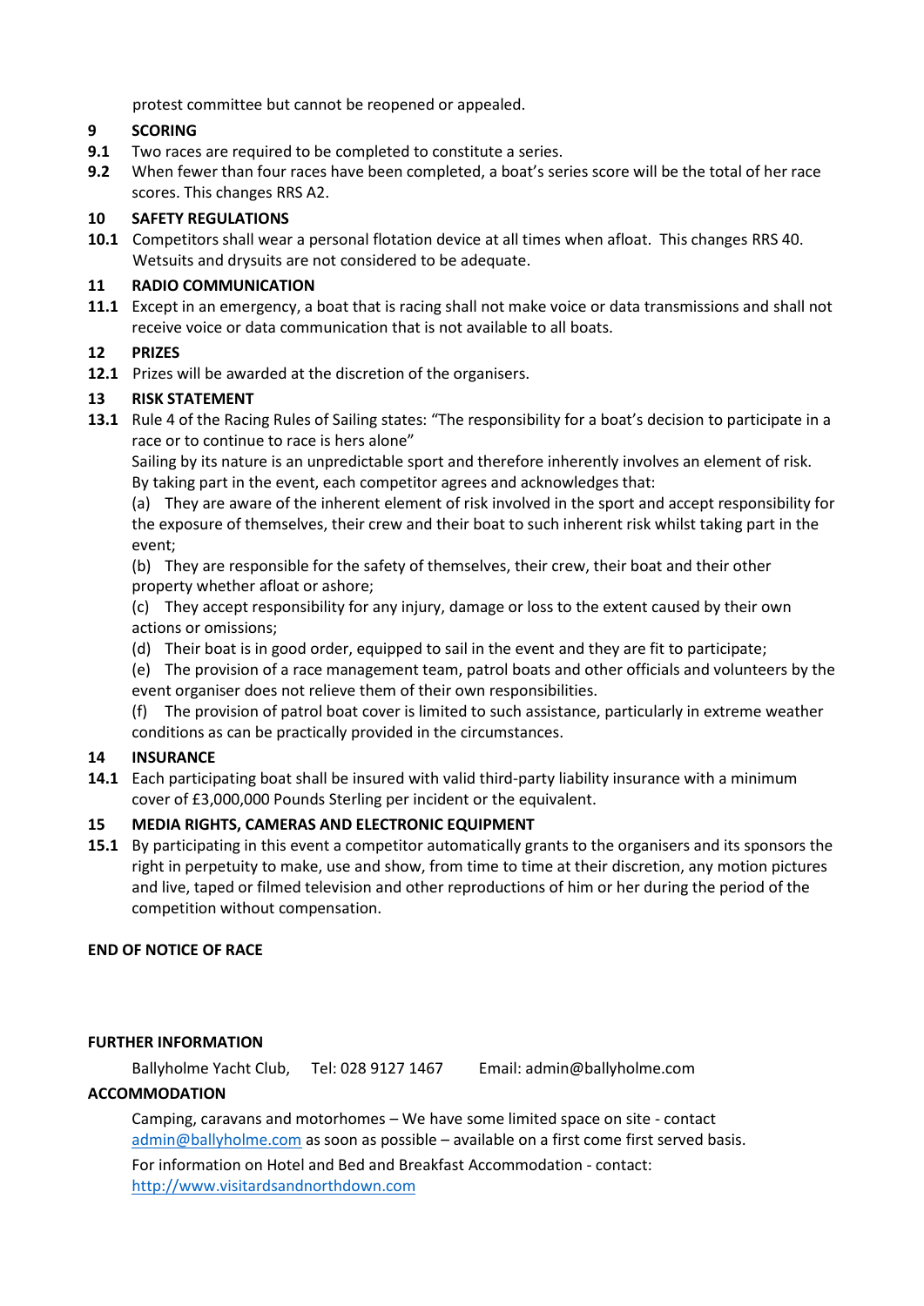protest committee but cannot be reopened or appealed.

## 9 SCORING

**9.1** Two races are required to be completed to constitute a series.

**9.2** When fewer than four races have been completed, a boat's series score will be the total of her race scores. This changes RRS A2.

## 10 SAFETY REGULATIONS

**10.1** Competitors shall wear a personal flotation device at all times when afloat. This changes RRS 40. Wetsuits and drysuits are not considered to be adequate.

## 11 RADIO COMMUNICATION

**11.1** Except in an emergency, a boat that is racing shall not make voice or data transmissions and shall not receive voice or data communication that is not available to all boats.

## 12 PRIZES

**12.1** Prizes will be awarded at the discretion of the organisers.

## 13 RISK STATEMENT

**13.1** Rule 4 of the Racing Rules of Sailing states: "The responsibility for a boat's decision to participate in a race or to continue to race is hers alone"

Sailing by its nature is an unpredictable sport and therefore inherently involves an element of risk. By taking part in the event, each competitor agrees and acknowledges that:

(a) They are aware of the inherent element of risk involved in the sport and accept responsibility for the exposure of themselves, their crew and their boat to such inherent risk whilst taking part in the event;

(b) They are responsible for the safety of themselves, their crew, their boat and their other property whether afloat or ashore;

(c) They accept responsibility for any injury, damage or loss to the extent caused by their own actions or omissions;

(d) Their boat is in good order, equipped to sail in the event and they are fit to participate;

(e) The provision of a race management team, patrol boats and other officials and volunteers by the event organiser does not relieve them of their own responsibilities.

(f) The provision of patrol boat cover is limited to such assistance, particularly in extreme weather conditions as can be practically provided in the circumstances.

## 14 INSURANCE

**14.1** Each participating boat shall be insured with valid third-party liability insurance with a minimum cover of £3,000,000 Pounds Sterling per incident or the equivalent.

## 15 MEDIA RIGHTS, CAMERAS AND ELECTRONIC EQUIPMENT

**15.1** By participating in this event a competitor automatically grants to the organisers and its sponsors the right in perpetuity to make, use and show, from time to time at their discretion, any motion pictures and live, taped or filmed television and other reproductions of him or her during the period of the competition without compensation.

**END OF NOTICE OF RACE**

**FURTHER INFORMATION**

Ballyholme Yacht Club, Tel: 028 9127 1467 Email: admin@ballyholme.com

**ACCOMMODATION**

Camping, caravans and motorhomes – We have some limited space on site - contact admin@ballyholme.com as soon as possible – available on a first come first served basis.

For information on Hotel and Bed and Breakfast Accommodation - contact: http://www.visitardsandnorthdown.com